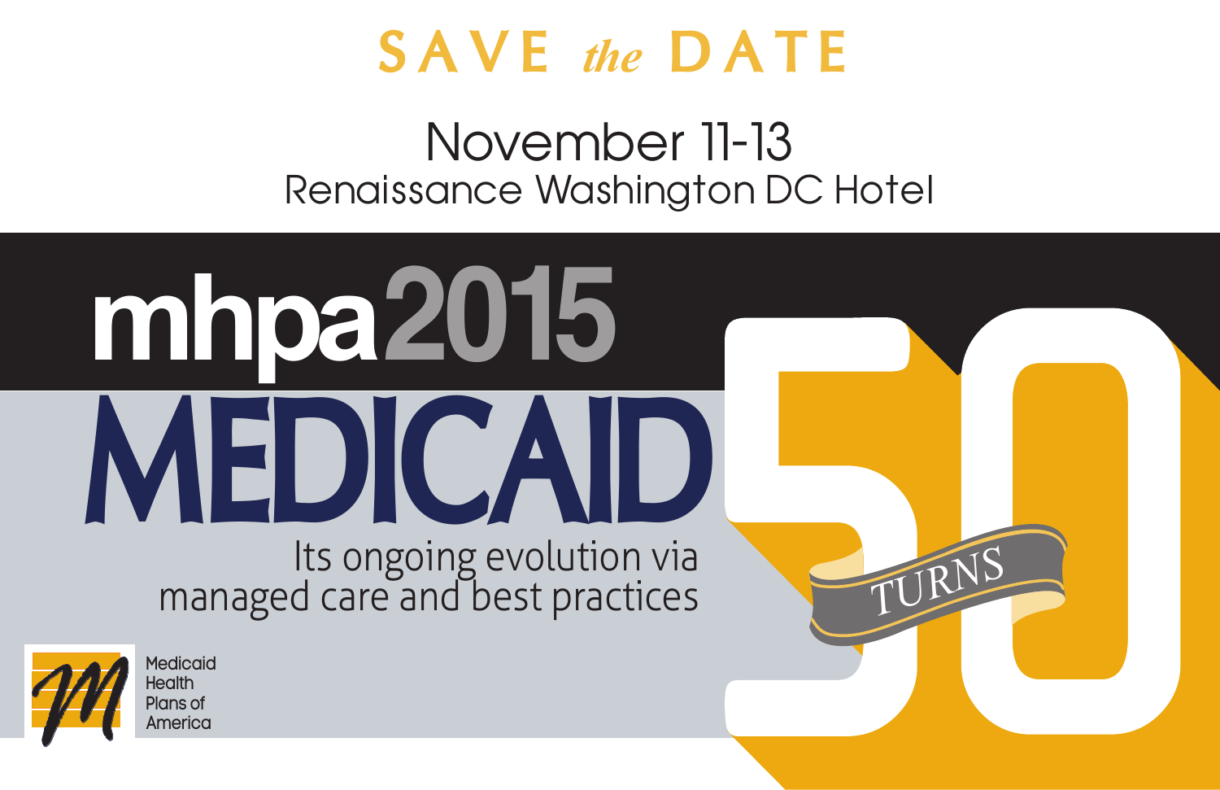# SAVE *the* DATE

## November 11-13

Renaissance Washington DC Hotel

# mhpa2015

# MEDICAID TURNS 50

Its ongoing evolution via managed care and best practices

Medicaid Health Plans of America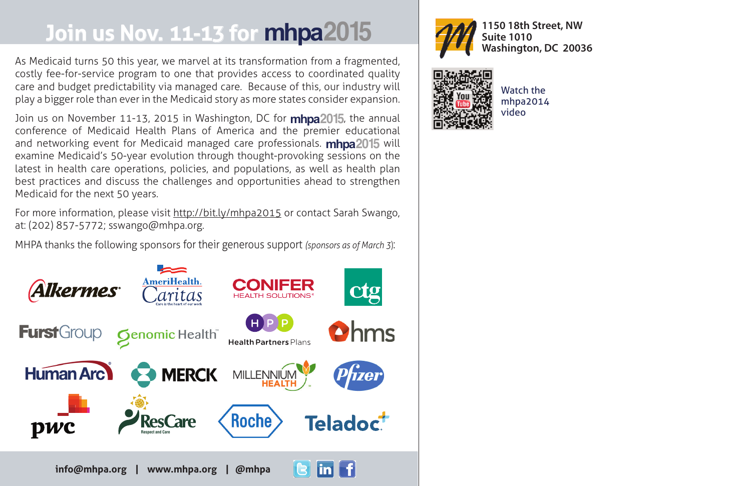# Join us Nov. 11-13 for mhpa2015

As Medicaid turns 50 this year, we marvel at its transformation from a fragmented, costly fee-for-service program to one that provides access to coordinated quality care and budget predictability via managed care. Because of this, our industry will play a bigger role than ever in the Medicaid story as more states consider expansion.

Join us on November 11-13, 2015 in Washington, DC for **mhpa2015**, the annual conference of Medicaid Health Plans of America and the premier educational and networking event for Medicaid managed care professionals. **mhpa2015** will examine Medicaid's 50-year evolution through thought-provoking sessions on the latest in health care operations, policies, and populations, as well as health plan best practices and discuss the challenges and opportunities ahead to strengthen Medicaid for the next 50 years.

For more information, please visit http://bit.ly/mhpa2015 or contact Sarah Swango, at: (202) 857-5772; sswango@mhpa.org.

MHPA thanks the following sponsors for their generous support *(sponsors as of March 3)*:

Alkermes · AmeriHealth Caritas · Conifer Health Solutions · ctg · FurstGroup · Genomic Health · Health Partners Plans · hms · Human Arc · Merck · Millennium Health · Pfizer · pwc · ResCare · Roche · Teladoc

info@mhpa.org | www.mhpa.org | @mhpa

1150 18th Street, NW
Suite 1010
Washington, DC 20036

Watch the mhpa2014 video